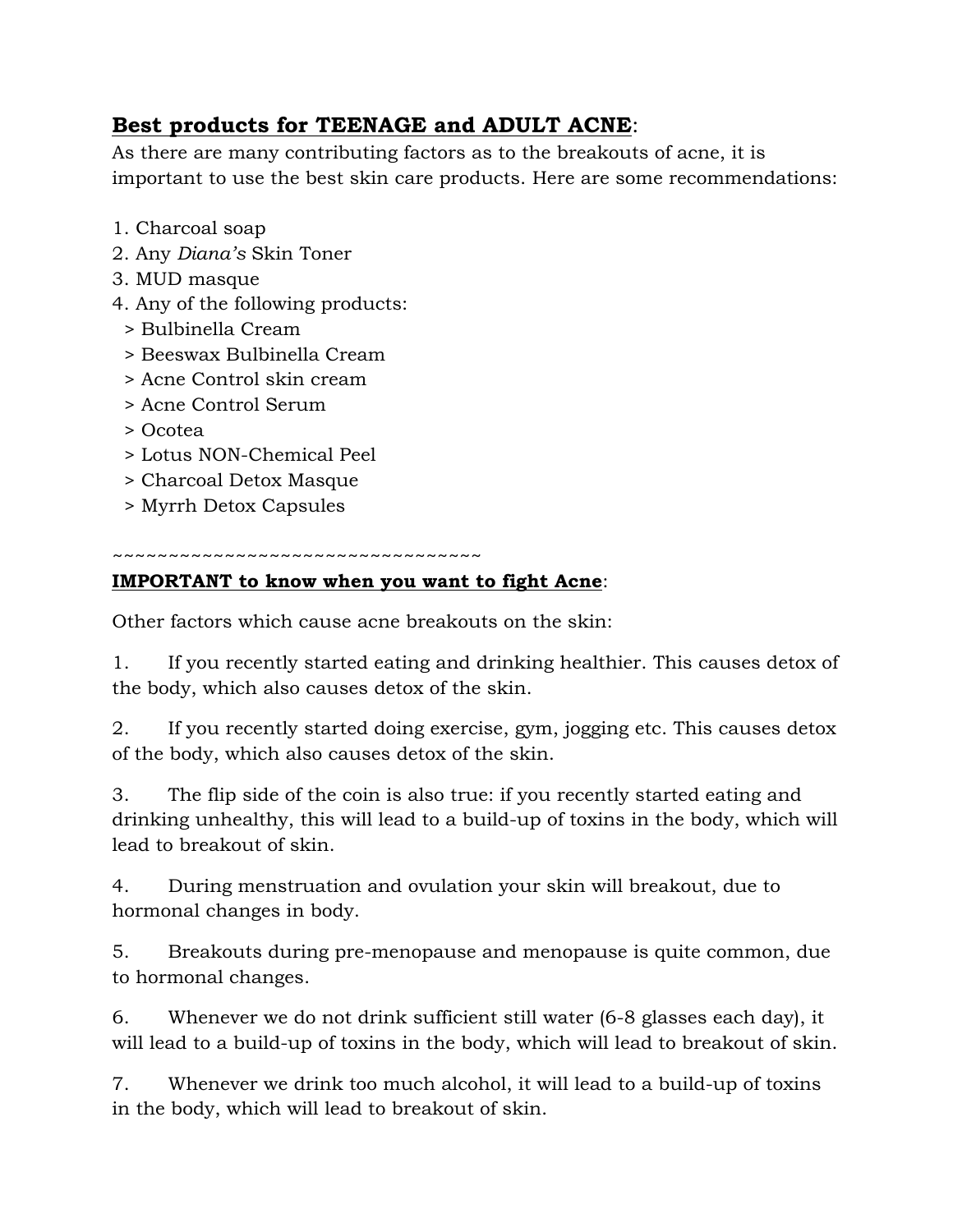**<u>Best products for TEENAGE and ADULT ACNE</u>**:

As there are many contributing factors as to the breakouts of acne, it is important to use the best skin care products. Here are some recommendations:

1. Charcoal soap
2. Any *Diana's* Skin Toner
3. MUD masque
4. Any of the following products:
   > Bulbinella Cream
   > Beeswax Bulbinella Cream
   > Acne Control skin cream
   > Acne Control Serum
   > Ocotea
   > Lotus NON-Chemical Peel
   > Charcoal Detox Masque
   > Myrrh Detox Capsules

~~~~~~~~~~~~~~~~~~~~~~~~~~~~~~~~~~~

**<u>IMPORTANT to know when you want to fight Acne</u>**:

Other factors which cause acne breakouts on the skin:

1. If you recently started eating and drinking healthier. This causes detox of the body, which also causes detox of the skin.

2. If you recently started doing exercise, gym, jogging etc. This causes detox of the body, which also causes detox of the skin.

3. The flip side of the coin is also true: if you recently started eating and drinking unhealthy, this will lead to a build-up of toxins in the body, which will lead to breakout of skin.

4. During menstruation and ovulation your skin will breakout, due to hormonal changes in body.

5. Breakouts during pre-menopause and menopause is quite common, due to hormonal changes.

6. Whenever we do not drink sufficient still water (6-8 glasses each day), it will lead to a build-up of toxins in the body, which will lead to breakout of skin.

7. Whenever we drink too much alcohol, it will lead to a build-up of toxins in the body, which will lead to breakout of skin.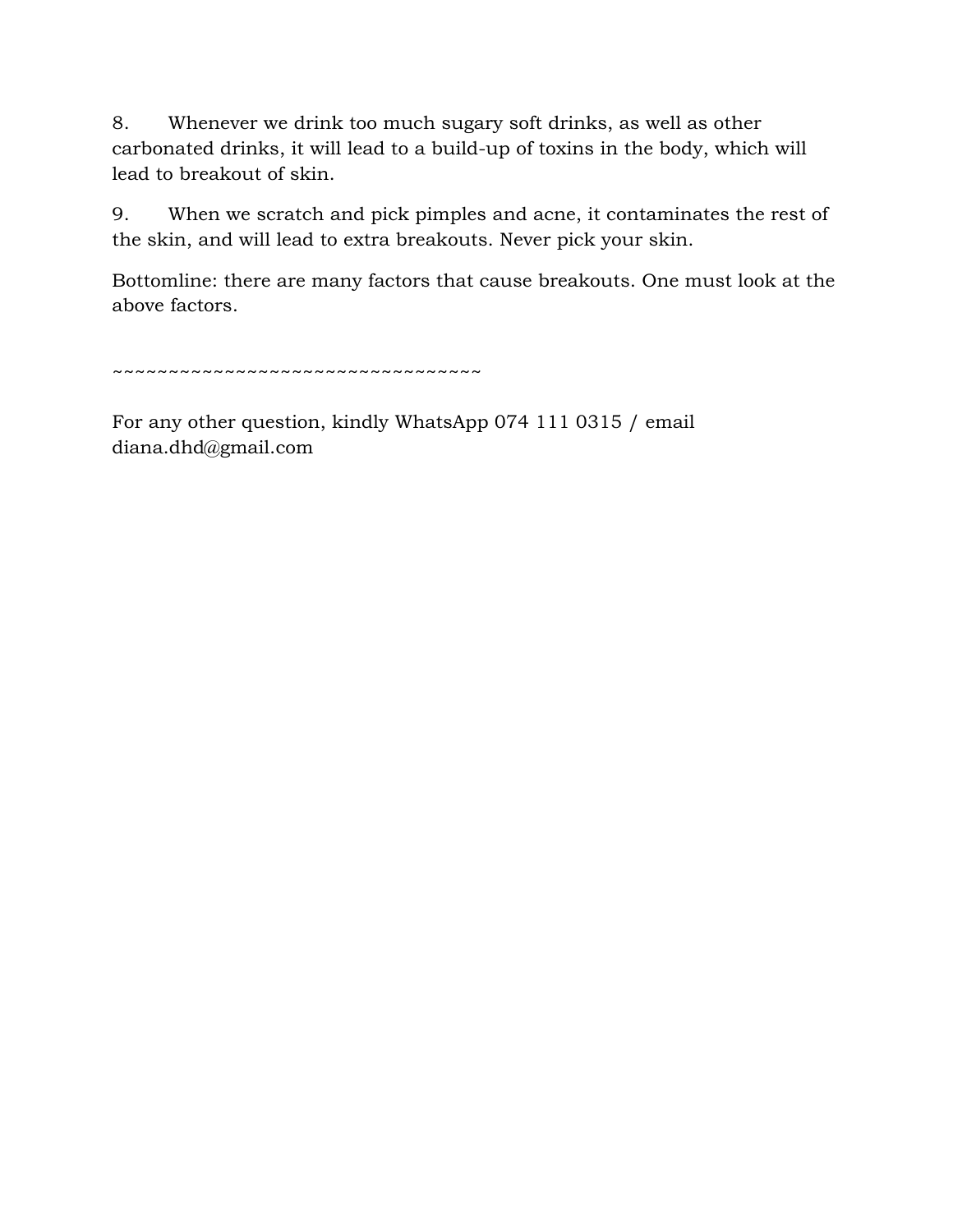8. Whenever we drink too much sugary soft drinks, as well as other carbonated drinks, it will lead to a build-up of toxins in the body, which will lead to breakout of skin.

9. When we scratch and pick pimples and acne, it contaminates the rest of the skin, and will lead to extra breakouts. Never pick your skin.

Bottomline: there are many factors that cause breakouts. One must look at the above factors.

~~~~~~~~~~~~~~~~~~~~~~~~~~~~~~~~~~~~

For any other question, kindly WhatsApp 074 111 0315 / email diana.dhd@gmail.com